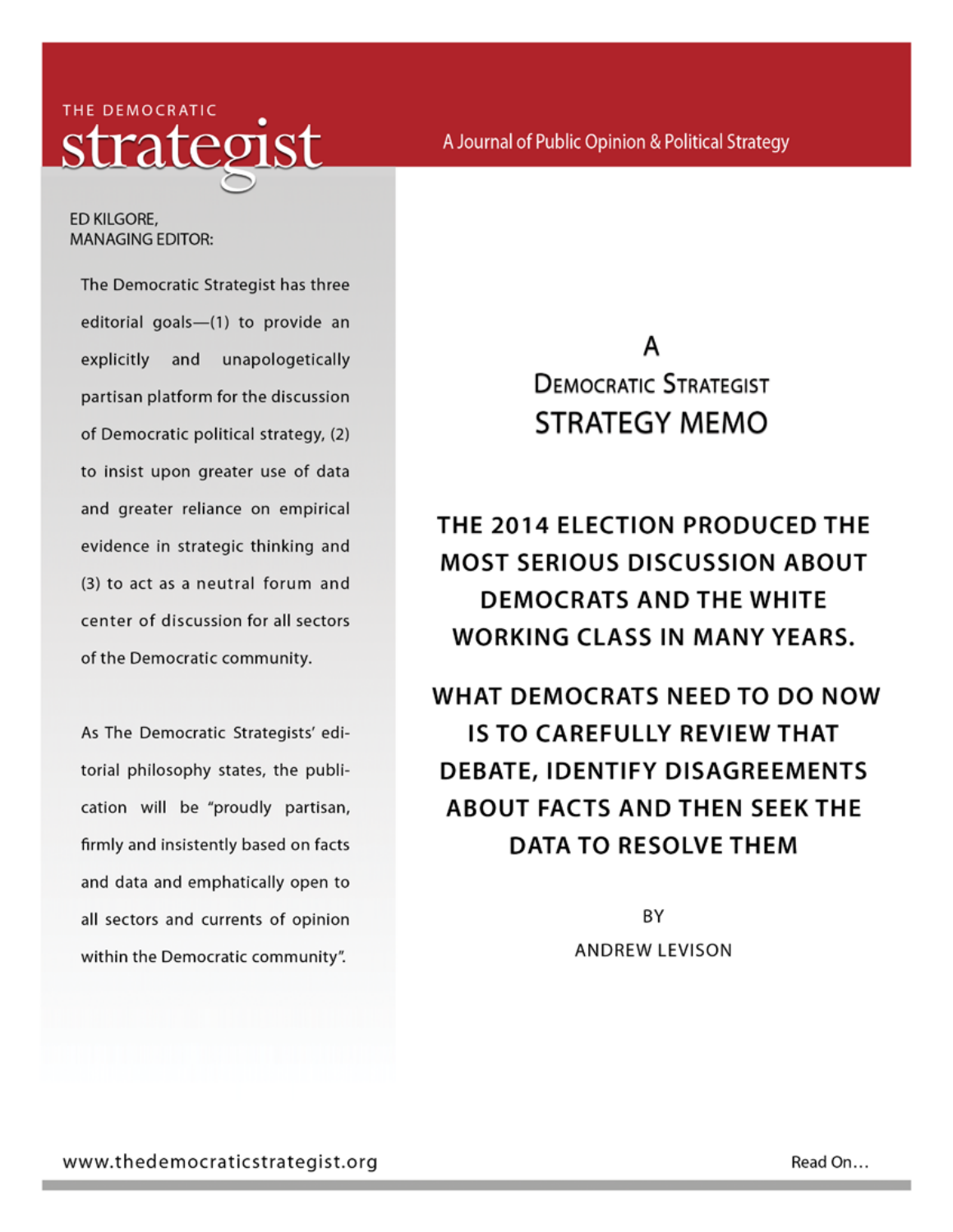THE DEMOCRATIC

# strategist

A Journal of Public Opinion & Political Strategy

ED KILGORE,
MANAGING EDITOR:

The Democratic Strategist has three editorial goals—(1) to provide an explicitly and unapologetically partisan platform for the discussion of Democratic political strategy, (2) to insist upon greater use of data and greater reliance on empirical evidence in strategic thinking and (3) to act as a neutral forum and center of discussion for all sectors of the Democratic community.

As The Democratic Strategists' editorial philosophy states, the publication will be "proudly partisan, firmly and insistently based on facts and data and emphatically open to all sectors and currents of opinion within the Democratic community".

## A Democratic Strategist STRATEGY MEMO

## THE 2014 ELECTION PRODUCED THE MOST SERIOUS DISCUSSION ABOUT DEMOCRATS AND THE WHITE WORKING CLASS IN MANY YEARS.

## WHAT DEMOCRATS NEED TO DO NOW IS TO CAREFULLY REVIEW THAT DEBATE, IDENTIFY DISAGREEMENTS ABOUT FACTS AND THEN SEEK THE DATA TO RESOLVE THEM

BY

ANDREW LEVISON

www.thedemocraticstrategist.org

Read On...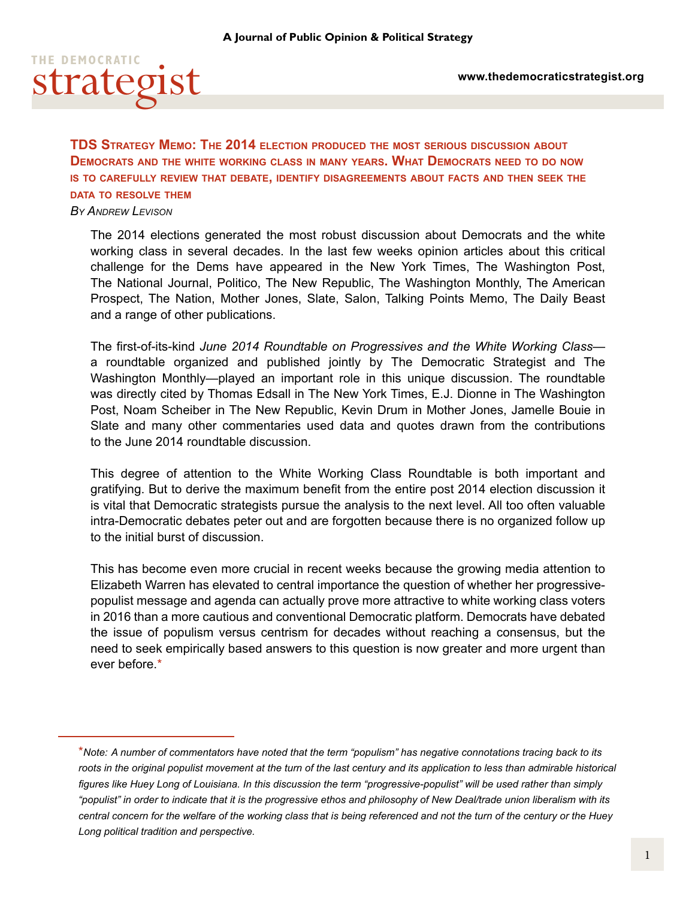## TDS Strategy Memo: The 2014 election produced the most serious discussion about Democrats and the white working class in many years. What Democrats need to do now is to carefully review that debate, identify disagreements about facts and then seek the data to resolve them

*By Andrew Levison*

The 2014 elections generated the most robust discussion about Democrats and the white working class in several decades. In the last few weeks opinion articles about this critical challenge for the Dems have appeared in the New York Times, The Washington Post, The National Journal, Politico, The New Republic, The Washington Monthly, The American Prospect, The Nation, Mother Jones, Slate, Salon, Talking Points Memo, The Daily Beast and a range of other publications.

The first-of-its-kind *June 2014 Roundtable on Progressives and the White Working Class*—a roundtable organized and published jointly by The Democratic Strategist and The Washington Monthly—played an important role in this unique discussion. The roundtable was directly cited by Thomas Edsall in The New York Times, E.J. Dionne in The Washington Post, Noam Scheiber in The New Republic, Kevin Drum in Mother Jones, Jamelle Bouie in Slate and many other commentaries used data and quotes drawn from the contributions to the June 2014 roundtable discussion.

This degree of attention to the White Working Class Roundtable is both important and gratifying. But to derive the maximum benefit from the entire post 2014 election discussion it is vital that Democratic strategists pursue the analysis to the next level. All too often valuable intra-Democratic debates peter out and are forgotten because there is no organized follow up to the initial burst of discussion.

This has become even more crucial in recent weeks because the growing media attention to Elizabeth Warren has elevated to central importance the question of whether her progressive-populist message and agenda can actually prove more attractive to white working class voters in 2016 than a more cautious and conventional Democratic platform. Democrats have debated the issue of populism versus centrism for decades without reaching a consensus, but the need to seek empirically based answers to this question is now greater and more urgent than ever before.*

---

**Note:* *A number of commentators have noted that the term "populism" has negative connotations tracing back to its roots in the original populist movement at the turn of the last century and its application to less than admirable historical figures like Huey Long of Louisiana. In this discussion the term "progressive-populist" will be used rather than simply "populist" in order to indicate that it is the progressive ethos and philosophy of New Deal/trade union liberalism with its central concern for the welfare of the working class that is being referenced and not the turn of the century or the Huey Long political tradition and perspective.*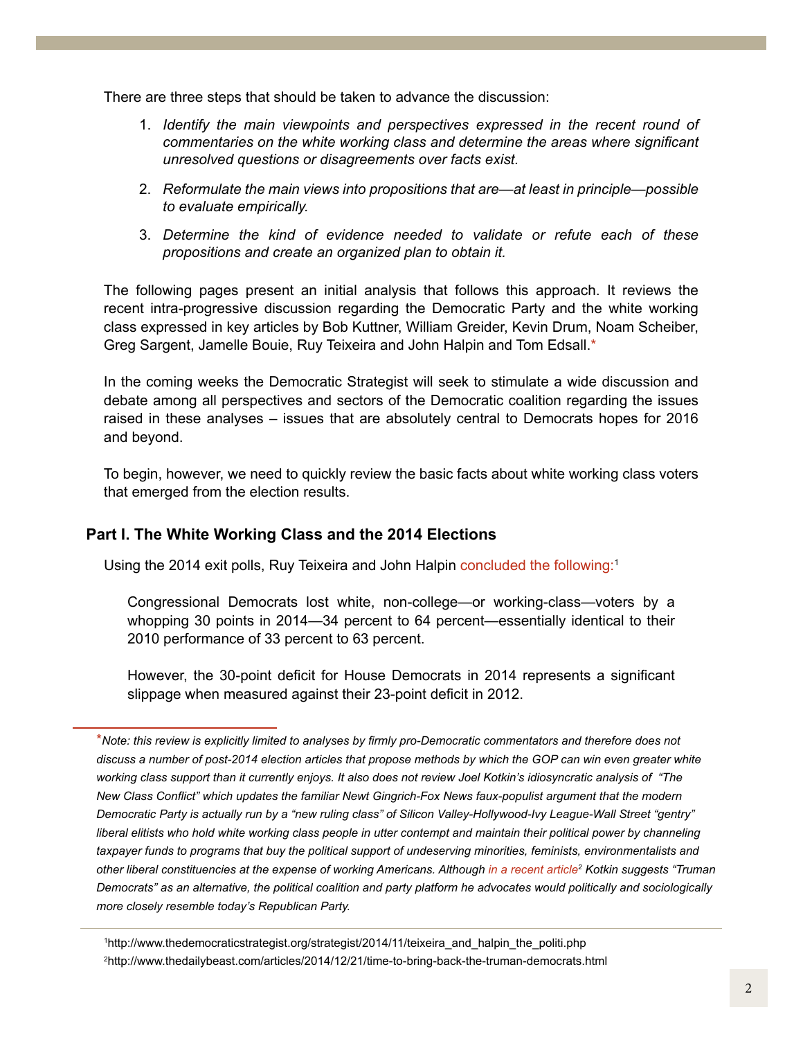There are three steps that should be taken to advance the discussion:

1. *Identify the main viewpoints and perspectives expressed in the recent round of commentaries on the white working class and determine the areas where significant unresolved questions or disagreements over facts exist.*

2. *Reformulate the main views into propositions that are—at least in principle—possible to evaluate empirically.*

3. *Determine the kind of evidence needed to validate or refute each of these propositions and create an organized plan to obtain it.*

The following pages present an initial analysis that follows this approach. It reviews the recent intra-progressive discussion regarding the Democratic Party and the white working class expressed in key articles by Bob Kuttner, William Greider, Kevin Drum, Noam Scheiber, Greg Sargent, Jamelle Bouie, Ruy Teixeira and John Halpin and Tom Edsall.*

In the coming weeks the Democratic Strategist will seek to stimulate a wide discussion and debate among all perspectives and sectors of the Democratic coalition regarding the issues raised in these analyses – issues that are absolutely central to Democrats hopes for 2016 and beyond.

To begin, however, we need to quickly review the basic facts about white working class voters that emerged from the election results.

## Part I. The White Working Class and the 2014 Elections

Using the 2014 exit polls, Ruy Teixeira and John Halpin concluded the following:[1]

> Congressional Democrats lost white, non-college—or working-class—voters by a whopping 30 points in 2014—34 percent to 64 percent—essentially identical to their 2010 performance of 33 percent to 63 percent.
>
> However, the 30-point deficit for House Democrats in 2014 represents a significant slippage when measured against their 23-point deficit in 2012.

*\*Note: this review is explicitly limited to analyses by firmly pro-Democratic commentators and therefore does not discuss a number of post-2014 election articles that propose methods by which the GOP can win even greater white working class support than it currently enjoys. It also does not review Joel Kotkin's idiosyncratic analysis of "The New Class Conflict" which updates the familiar Newt Gingrich-Fox News faux-populist argument that the modern Democratic Party is actually run by a "new ruling class" of Silicon Valley-Hollywood-Ivy League-Wall Street "gentry" liberal elitists who hold white working class people in utter contempt and maintain their political power by channeling taxpayer funds to programs that buy the political support of undeserving minorities, feminists, environmentalists and other liberal constituencies at the expense of working Americans. Although in a recent article[2] Kotkin suggests "Truman Democrats" as an alternative, the political coalition and party platform he advocates would politically and sociologically more closely resemble today's Republican Party.*

[1] http://www.thedemocraticstrategist.org/strategist/2014/11/teixeira_and_halpin_the_politi.php

[2] http://www.thedailybeast.com/articles/2014/12/21/time-to-bring-back-the-truman-democrats.html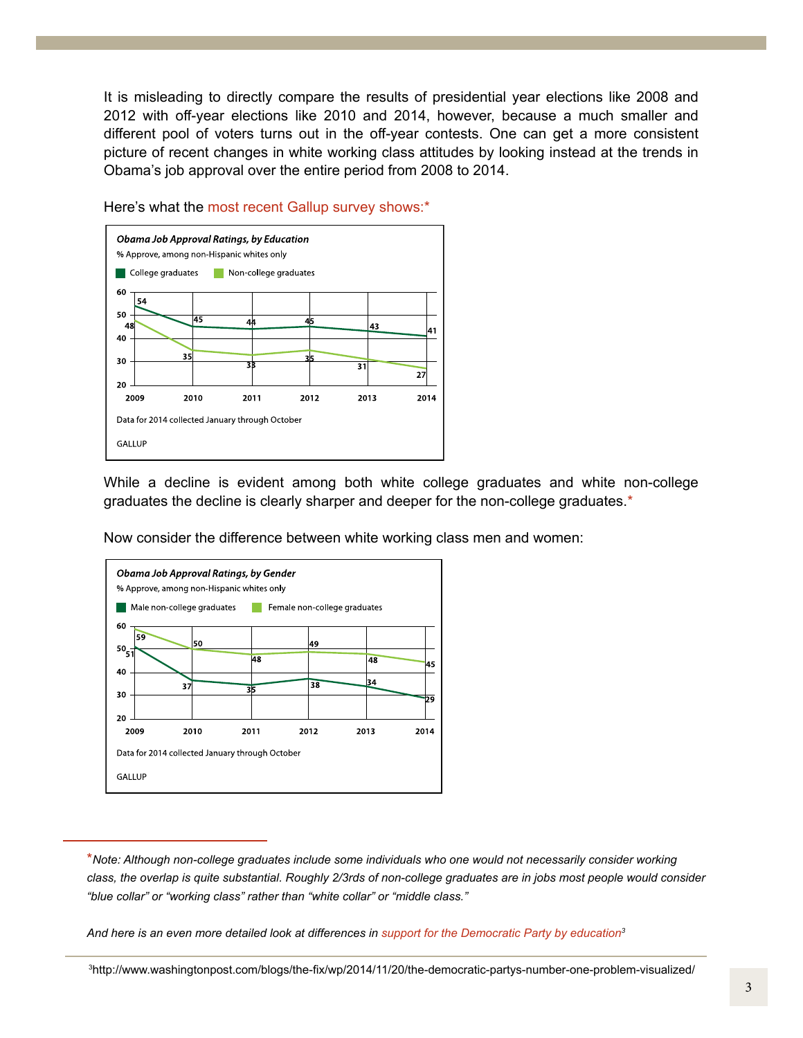It is misleading to directly compare the results of presidential year elections like 2008 and 2012 with off-year elections like 2010 and 2014, however, because a much smaller and different pool of voters turns out in the off-year contests. One can get a more consistent picture of recent changes in white working class attitudes by looking instead at the trends in Obama's job approval over the entire period from 2008 to 2014.

Here's what the most recent Gallup survey shows:*

***Obama Job Approval Ratings, by Education***

% Approve, among non-Hispanic whites only

| | 2009 | 2010 | 2011 | 2012 | 2013 | 2014 |
|---|---|---|---|---|---|---|
| College graduates | 54 | 45 | 44 | 45 | 43 | 41 |
| Non-college graduates | 48 | 35 | 33 | 35 | 31 | 27 |

Data for 2014 collected January through October

GALLUP

While a decline is evident among both white college graduates and white non-college graduates the decline is clearly sharper and deeper for the non-college graduates.*

Now consider the difference between white working class men and women:

***Obama Job Approval Ratings, by Gender***

% Approve, among non-Hispanic whites only

| | 2009 | 2010 | 2011 | 2012 | 2013 | 2014 |
|---|---|---|---|---|---|---|
| Male non-college graduates | 51 | 37 | 35 | 38 | 34 | 29 |
| Female non-college graduates | 59 | 50 | 48 | 49 | 48 | 45 |

Data for 2014 collected January through October

GALLUP

---

**Note: Although non-college graduates include some individuals who one would not necessarily consider working class, the overlap is quite substantial. Roughly 2/3rds of non-college graduates are in jobs most people would consider "blue collar" or "working class" rather than "white collar" or "middle class."*

*And here is an even more detailed look at differences in support for the Democratic Party by education*[3]

[3]http://www.washingtonpost.com/blogs/the-fix/wp/2014/11/20/the-democratic-partys-number-one-problem-visualized/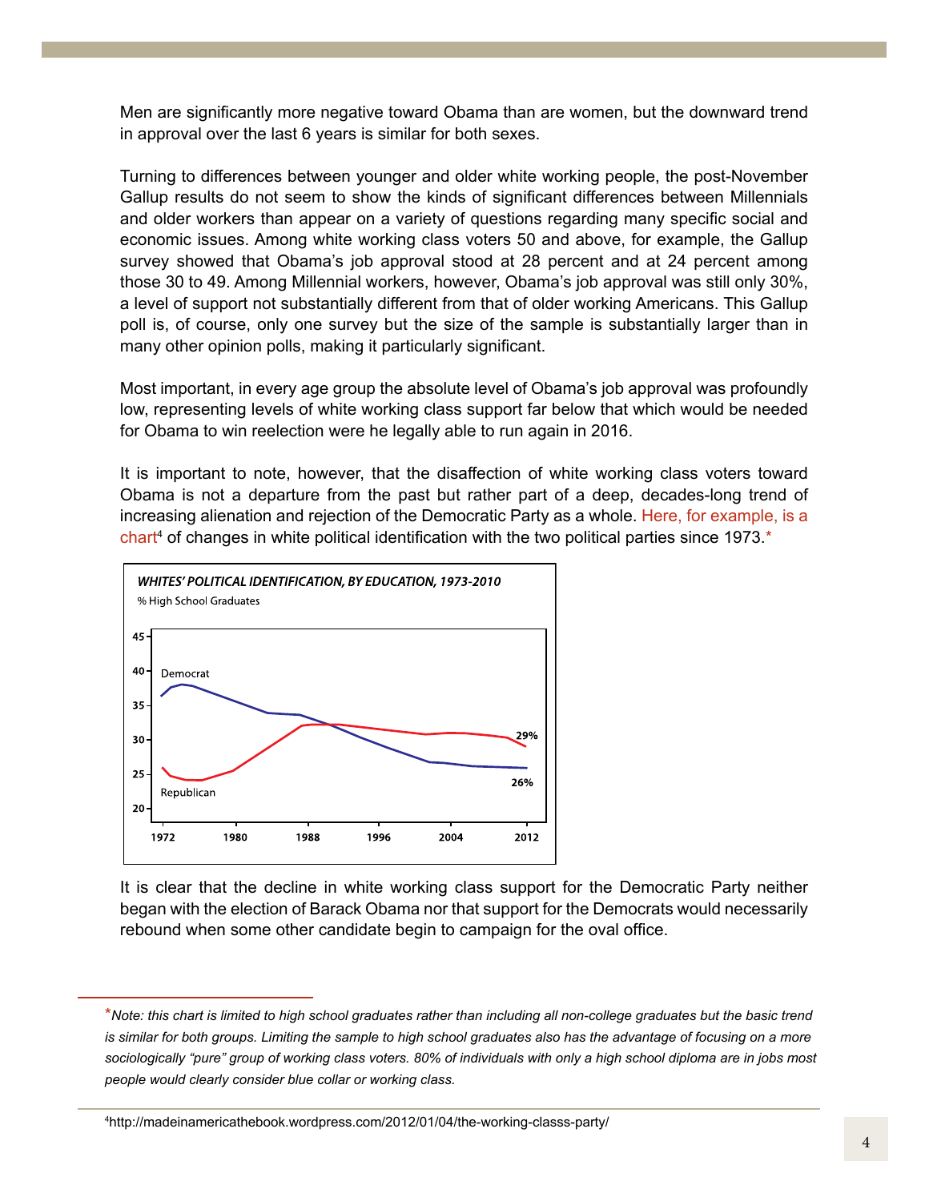Men are significantly more negative toward Obama than are women, but the downward trend in approval over the last 6 years is similar for both sexes.

Turning to differences between younger and older white working people, the post-November Gallup results do not seem to show the kinds of significant differences between Millennials and older workers than appear on a variety of questions regarding many specific social and economic issues. Among white working class voters 50 and above, for example, the Gallup survey showed that Obama's job approval stood at 28 percent and at 24 percent among those 30 to 49. Among Millennial workers, however, Obama's job approval was still only 30%, a level of support not substantially different from that of older working Americans. This Gallup poll is, of course, only one survey but the size of the sample is substantially larger than in many other opinion polls, making it particularly significant.

Most important, in every age group the absolute level of Obama's job approval was profoundly low, representing levels of white working class support far below that which would be needed for Obama to win reelection were he legally able to run again in 2016.

It is important to note, however, that the disaffection of white working class voters toward Obama is not a departure from the past but rather part of a deep, decades-long trend of increasing alienation and rejection of the Democratic Party as a whole. Here, for example, is a chart[4] of changes in white political identification with the two political parties since 1973.*

**WHITES' POLITICAL IDENTIFICATION, BY EDUCATION, 1973-2010**

% High School Graduates

It is clear that the decline in white working class support for the Democratic Party neither began with the election of Barack Obama nor that support for the Democrats would necessarily rebound when some other candidate begin to campaign for the oval office.

---

**Note: this chart is limited to high school graduates rather than including all non-college graduates but the basic trend is similar for both groups. Limiting the sample to high school graduates also has the advantage of focusing on a more sociologically "pure" group of working class voters. 80% of individuals with only a high school diploma are in jobs most people would clearly consider blue collar or working class.*

[4] http://madeinamericathebook.wordpress.com/2012/01/04/the-working-classs-party/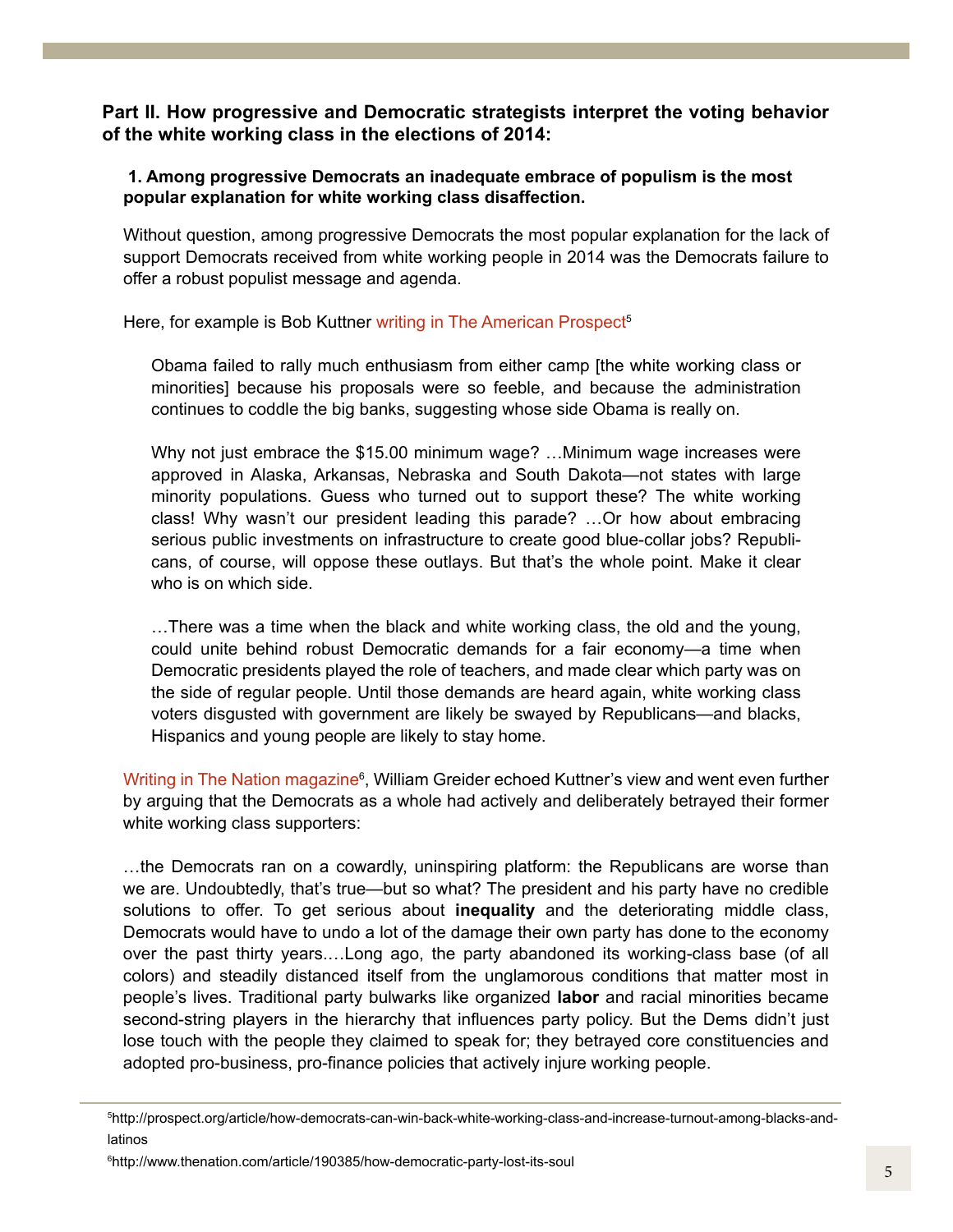## Part II. How progressive and Democratic strategists interpret the voting behavior of the white working class in the elections of 2014:

### 1. Among progressive Democrats an inadequate embrace of populism is the most popular explanation for white working class disaffection.

Without question, among progressive Democrats the most popular explanation for the lack of support Democrats received from white working people in 2014 was the Democrats failure to offer a robust populist message and agenda.

Here, for example is Bob Kuttner writing in The American Prospect[5]

> Obama failed to rally much enthusiasm from either camp [the white working class or minorities] because his proposals were so feeble, and because the administration continues to coddle the big banks, suggesting whose side Obama is really on.
>
> Why not just embrace the $15.00 minimum wage? …Minimum wage increases were approved in Alaska, Arkansas, Nebraska and South Dakota—not states with large minority populations. Guess who turned out to support these? The white working class! Why wasn't our president leading this parade? …Or how about embracing serious public investments on infrastructure to create good blue-collar jobs? Republicans, of course, will oppose these outlays. But that's the whole point. Make it clear who is on which side.
>
> …There was a time when the black and white working class, the old and the young, could unite behind robust Democratic demands for a fair economy—a time when Democratic presidents played the role of teachers, and made clear which party was on the side of regular people. Until those demands are heard again, white working class voters disgusted with government are likely be swayed by Republicans—and blacks, Hispanics and young people are likely to stay home.

Writing in The Nation magazine[6], William Greider echoed Kuttner's view and went even further by arguing that the Democrats as a whole had actively and deliberately betrayed their former white working class supporters:

…the Democrats ran on a cowardly, uninspiring platform: the Republicans are worse than we are. Undoubtedly, that's true—but so what? The president and his party have no credible solutions to offer. To get serious about **inequality** and the deteriorating middle class, Democrats would have to undo a lot of the damage their own party has done to the economy over the past thirty years.…Long ago, the party abandoned its working-class base (of all colors) and steadily distanced itself from the unglamorous conditions that matter most in people's lives. Traditional party bulwarks like organized **labor** and racial minorities became second-string players in the hierarchy that influences party policy. But the Dems didn't just lose touch with the people they claimed to speak for; they betrayed core constituencies and adopted pro-business, pro-finance policies that actively injure working people.

---

[5] http://prospect.org/article/how-democrats-can-win-back-white-working-class-and-increase-turnout-among-blacks-and-latinos

[6] http://www.thenation.com/article/190385/how-democratic-party-lost-its-soul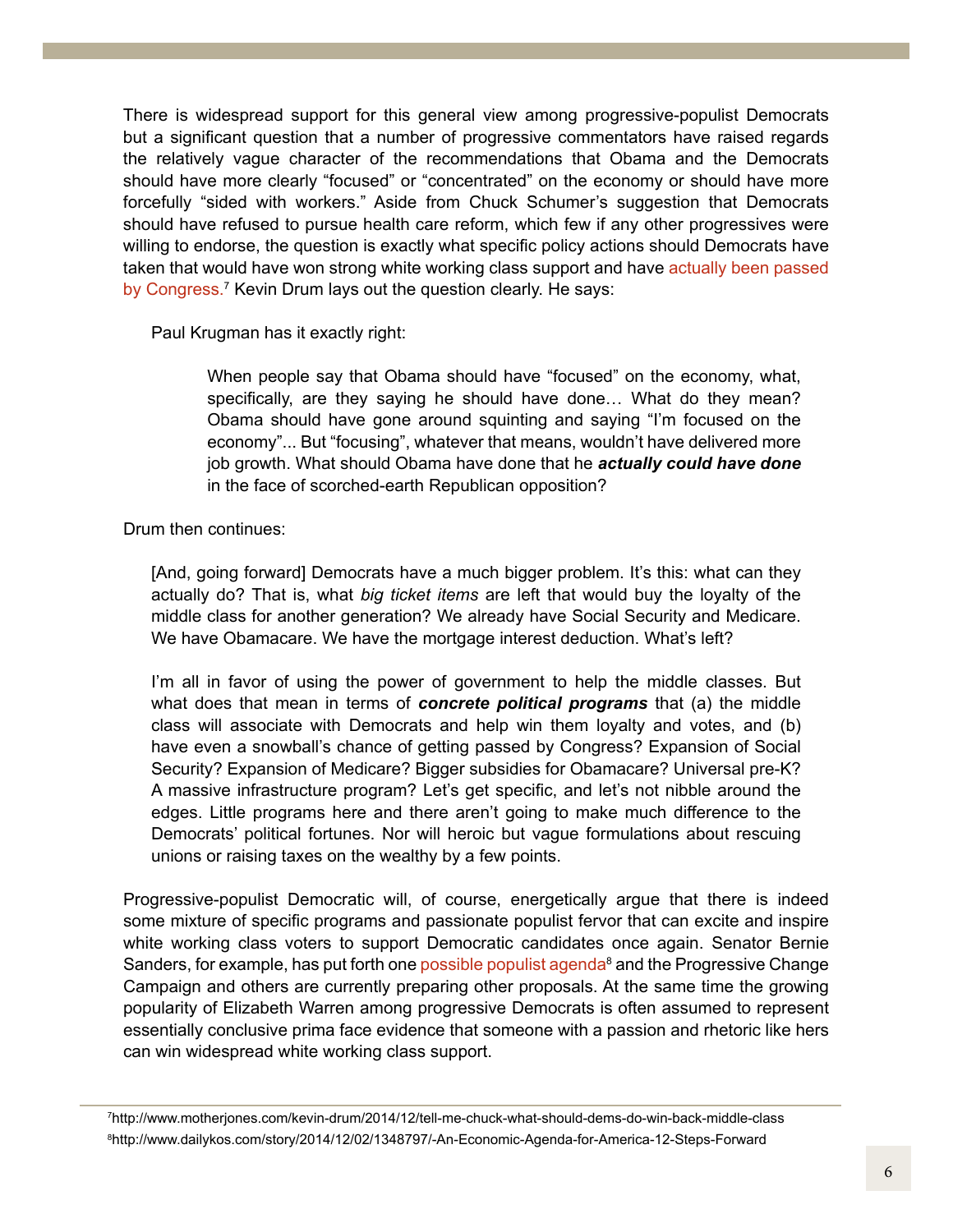There is widespread support for this general view among progressive-populist Democrats but a significant question that a number of progressive commentators have raised regards the relatively vague character of the recommendations that Obama and the Democrats should have more clearly "focused" or "concentrated" on the economy or should have more forcefully "sided with workers." Aside from Chuck Schumer's suggestion that Democrats should have refused to pursue health care reform, which few if any other progressives were willing to endorse, the question is exactly what specific policy actions should Democrats have taken that would have won strong white working class support and have actually been passed by Congress.[7] Kevin Drum lays out the question clearly. He says:

> Paul Krugman has it exactly right:
>
> > When people say that Obama should have "focused" on the economy, what, specifically, are they saying he should have done… What do they mean? Obama should have gone around squinting and saying "I'm focused on the economy"... But "focusing", whatever that means, wouldn't have delivered more job growth. What should Obama have done that he ***actually could have done*** in the face of scorched-earth Republican opposition?

Drum then continues:

> [And, going forward] Democrats have a much bigger problem. It's this: what can they actually do? That is, what *big ticket items* are left that would buy the loyalty of the middle class for another generation? We already have Social Security and Medicare. We have Obamacare. We have the mortgage interest deduction. What's left?
>
> I'm all in favor of using the power of government to help the middle classes. But what does that mean in terms of ***concrete political programs*** that (a) the middle class will associate with Democrats and help win them loyalty and votes, and (b) have even a snowball's chance of getting passed by Congress? Expansion of Social Security? Expansion of Medicare? Bigger subsidies for Obamacare? Universal pre-K? A massive infrastructure program? Let's get specific, and let's not nibble around the edges. Little programs here and there aren't going to make much difference to the Democrats' political fortunes. Nor will heroic but vague formulations about rescuing unions or raising taxes on the wealthy by a few points.

Progressive-populist Democratic will, of course, energetically argue that there is indeed some mixture of specific programs and passionate populist fervor that can excite and inspire white working class voters to support Democratic candidates once again. Senator Bernie Sanders, for example, has put forth one possible populist agenda[8] and the Progressive Change Campaign and others are currently preparing other proposals. At the same time the growing popularity of Elizabeth Warren among progressive Democrats is often assumed to represent essentially conclusive prima face evidence that someone with a passion and rhetoric like hers can win widespread white working class support.

---

[7] http://www.motherjones.com/kevin-drum/2014/12/tell-me-chuck-what-should-dems-do-win-back-middle-class

[8] http://www.dailykos.com/story/2014/12/02/1348797/-An-Economic-Agenda-for-America-12-Steps-Forward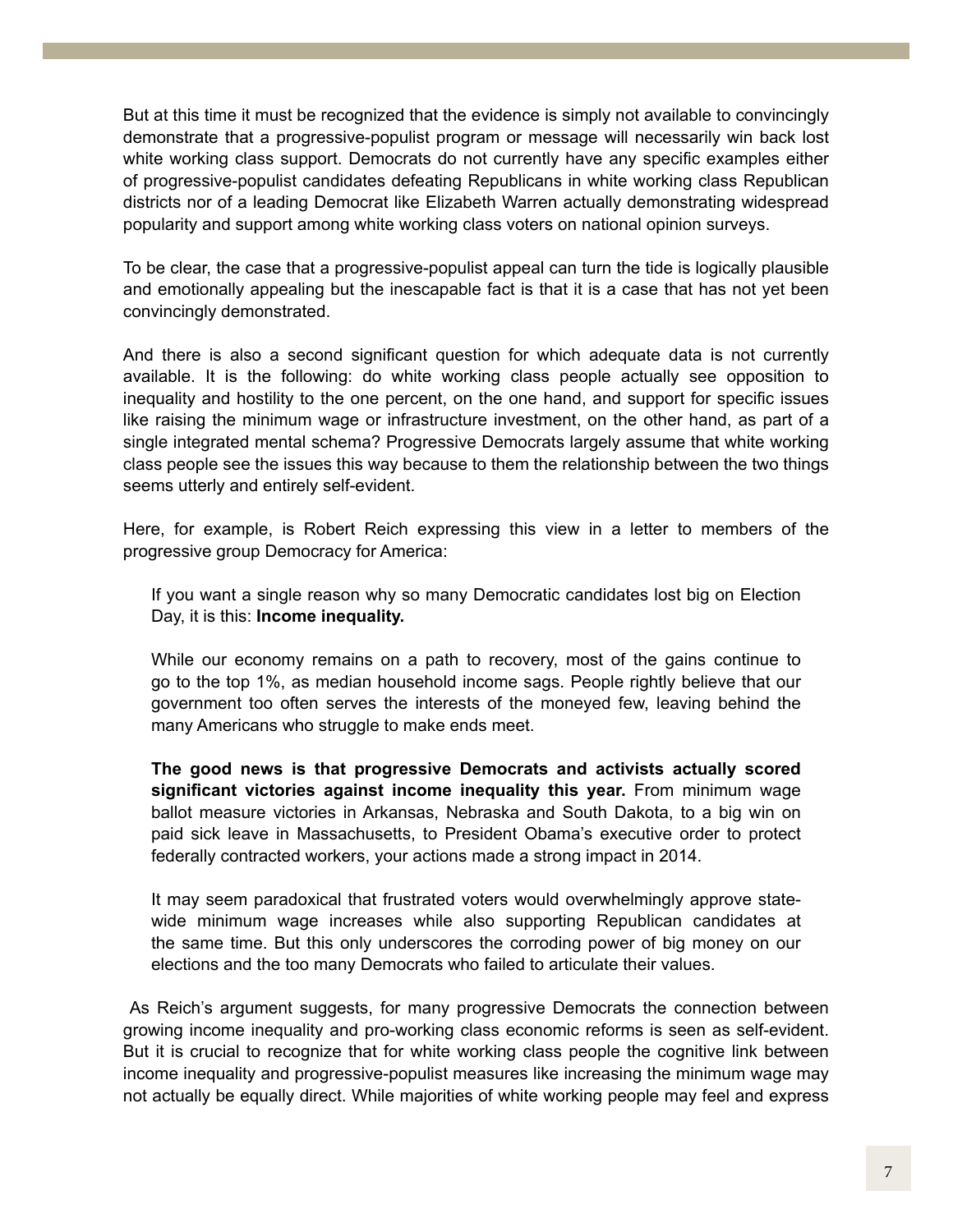But at this time it must be recognized that the evidence is simply not available to convincingly demonstrate that a progressive-populist program or message will necessarily win back lost white working class support. Democrats do not currently have any specific examples either of progressive-populist candidates defeating Republicans in white working class Republican districts nor of a leading Democrat like Elizabeth Warren actually demonstrating widespread popularity and support among white working class voters on national opinion surveys.

To be clear, the case that a progressive-populist appeal can turn the tide is logically plausible and emotionally appealing but the inescapable fact is that it is a case that has not yet been convincingly demonstrated.

And there is also a second significant question for which adequate data is not currently available. It is the following: do white working class people actually see opposition to inequality and hostility to the one percent, on the one hand, and support for specific issues like raising the minimum wage or infrastructure investment, on the other hand, as part of a single integrated mental schema? Progressive Democrats largely assume that white working class people see the issues this way because to them the relationship between the two things seems utterly and entirely self-evident.

Here, for example, is Robert Reich expressing this view in a letter to members of the progressive group Democracy for America:

> If you want a single reason why so many Democratic candidates lost big on Election Day, it is this: **Income inequality.**
>
> While our economy remains on a path to recovery, most of the gains continue to go to the top 1%, as median household income sags. People rightly believe that our government too often serves the interests of the moneyed few, leaving behind the many Americans who struggle to make ends meet.
>
> **The good news is that progressive Democrats and activists actually scored significant victories against income inequality this year.** From minimum wage ballot measure victories in Arkansas, Nebraska and South Dakota, to a big win on paid sick leave in Massachusetts, to President Obama's executive order to protect federally contracted workers, your actions made a strong impact in 2014.
>
> It may seem paradoxical that frustrated voters would overwhelmingly approve state-wide minimum wage increases while also supporting Republican candidates at the same time. But this only underscores the corroding power of big money on our elections and the too many Democrats who failed to articulate their values.

As Reich's argument suggests, for many progressive Democrats the connection between growing income inequality and pro-working class economic reforms is seen as self-evident. But it is crucial to recognize that for white working class people the cognitive link between income inequality and progressive-populist measures like increasing the minimum wage may not actually be equally direct. While majorities of white working people may feel and express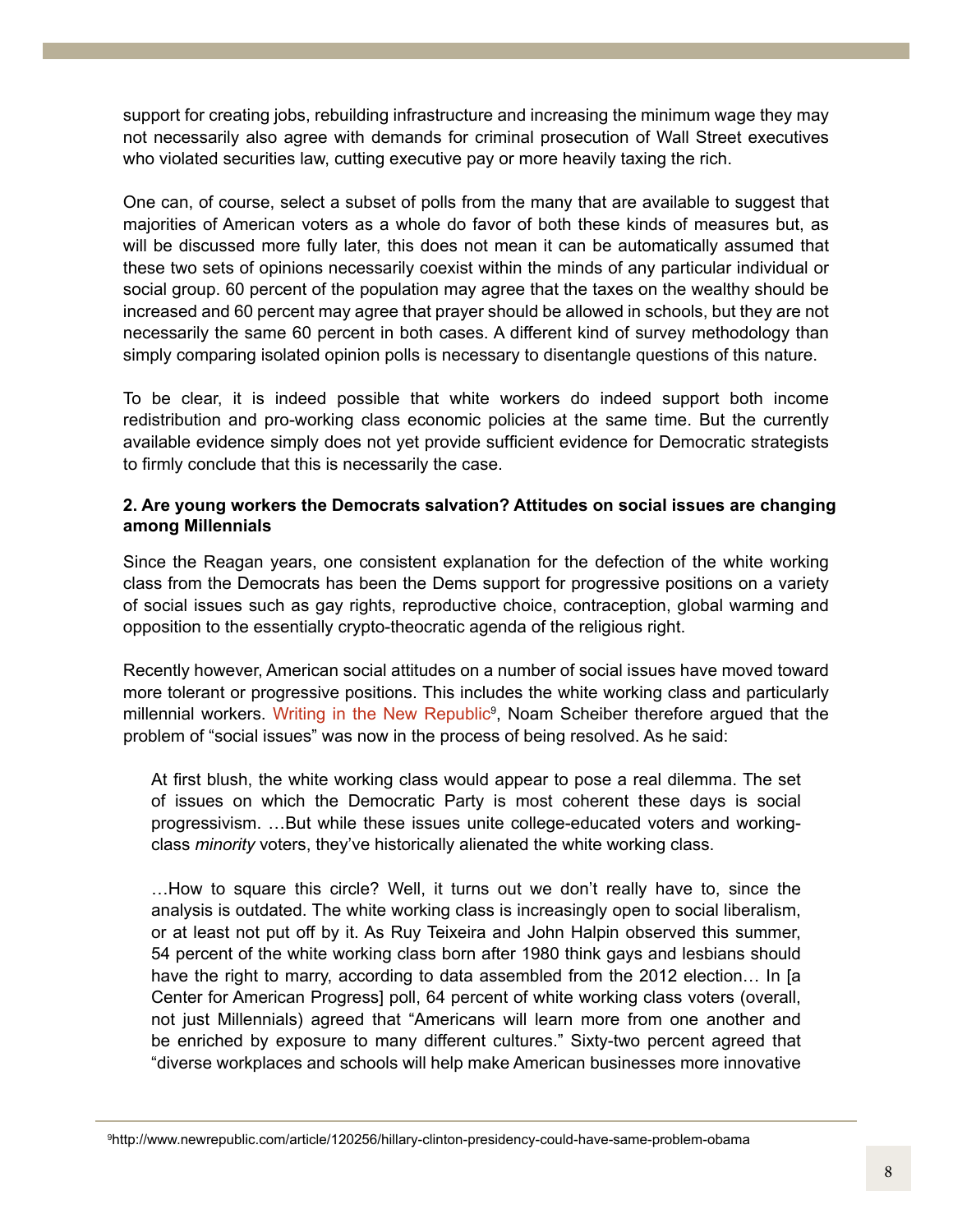support for creating jobs, rebuilding infrastructure and increasing the minimum wage they may not necessarily also agree with demands for criminal prosecution of Wall Street executives who violated securities law, cutting executive pay or more heavily taxing the rich.

One can, of course, select a subset of polls from the many that are available to suggest that majorities of American voters as a whole do favor of both these kinds of measures but, as will be discussed more fully later, this does not mean it can be automatically assumed that these two sets of opinions necessarily coexist within the minds of any particular individual or social group. 60 percent of the population may agree that the taxes on the wealthy should be increased and 60 percent may agree that prayer should be allowed in schools, but they are not necessarily the same 60 percent in both cases. A different kind of survey methodology than simply comparing isolated opinion polls is necessary to disentangle questions of this nature.

To be clear, it is indeed possible that white workers do indeed support both income redistribution and pro-working class economic policies at the same time. But the currently available evidence simply does not yet provide sufficient evidence for Democratic strategists to firmly conclude that this is necessarily the case.

**2. Are young workers the Democrats salvation? Attitudes on social issues are changing among Millennials**

Since the Reagan years, one consistent explanation for the defection of the white working class from the Democrats has been the Dems support for progressive positions on a variety of social issues such as gay rights, reproductive choice, contraception, global warming and opposition to the essentially crypto-theocratic agenda of the religious right.

Recently however, American social attitudes on a number of social issues have moved toward more tolerant or progressive positions. This includes the white working class and particularly millennial workers. Writing in the New Republic[9], Noam Scheiber therefore argued that the problem of "social issues" was now in the process of being resolved. As he said:

> At first blush, the white working class would appear to pose a real dilemma. The set of issues on which the Democratic Party is most coherent these days is social progressivism. …But while these issues unite college-educated voters and working-class *minority* voters, they've historically alienated the white working class.
>
> …How to square this circle? Well, it turns out we don't really have to, since the analysis is outdated. The white working class is increasingly open to social liberalism, or at least not put off by it. As Ruy Teixeira and John Halpin observed this summer, 54 percent of the white working class born after 1980 think gays and lesbians should have the right to marry, according to data assembled from the 2012 election… In [a Center for American Progress] poll, 64 percent of white working class voters (overall, not just Millennials) agreed that "Americans will learn more from one another and be enriched by exposure to many different cultures." Sixty-two percent agreed that "diverse workplaces and schools will help make American businesses more innovative

[9] http://www.newrepublic.com/article/120256/hillary-clinton-presidency-could-have-same-problem-obama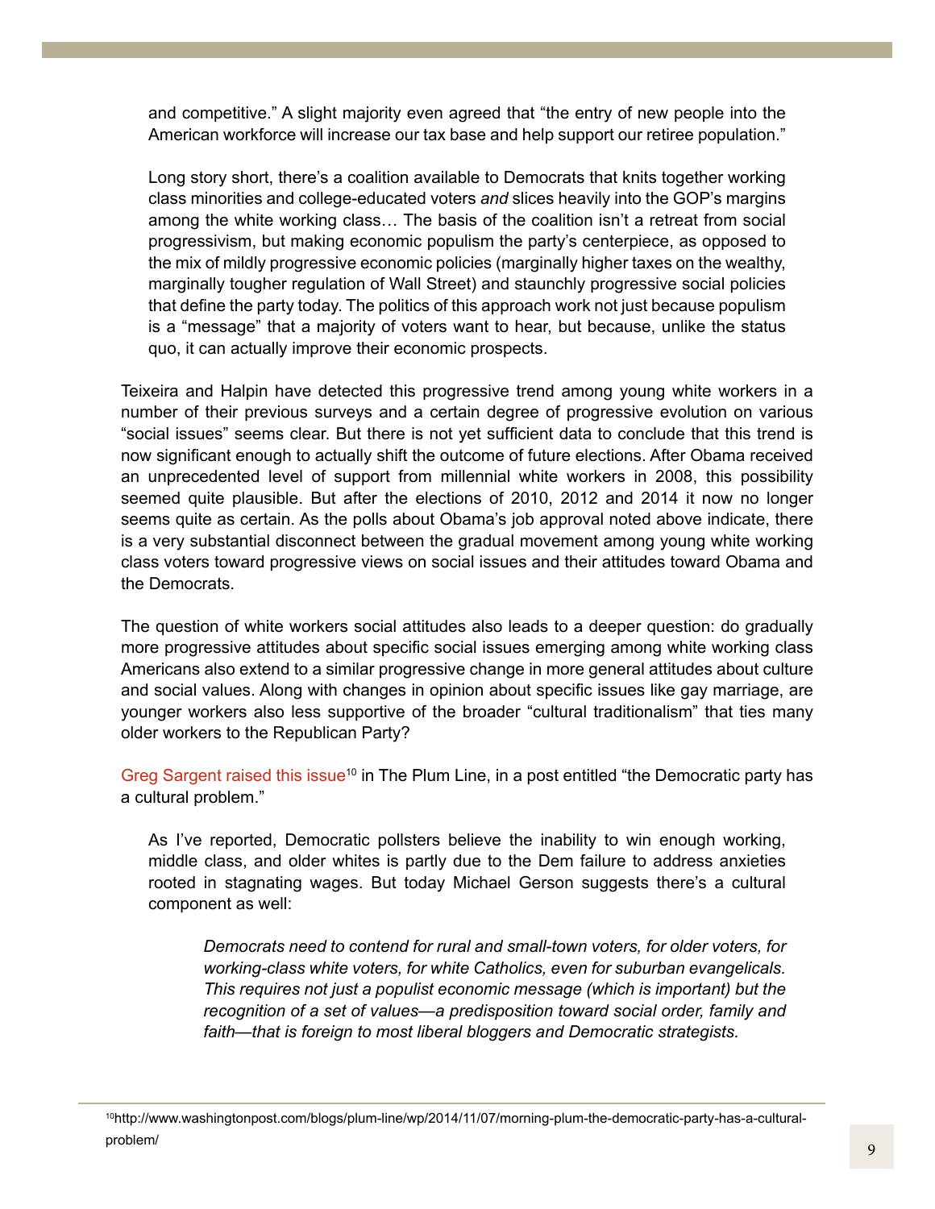> and competitive." A slight majority even agreed that "the entry of new people into the American workforce will increase our tax base and help support our retiree population."
>
> Long story short, there's a coalition available to Democrats that knits together working class minorities and college-educated voters *and* slices heavily into the GOP's margins among the white working class… The basis of the coalition isn't a retreat from social progressivism, but making economic populism the party's centerpiece, as opposed to the mix of mildly progressive economic policies (marginally higher taxes on the wealthy, marginally tougher regulation of Wall Street) and staunchly progressive social policies that define the party today. The politics of this approach work not just because populism is a "message" that a majority of voters want to hear, but because, unlike the status quo, it can actually improve their economic prospects.

Teixeira and Halpin have detected this progressive trend among young white workers in a number of their previous surveys and a certain degree of progressive evolution on various "social issues" seems clear. But there is not yet sufficient data to conclude that this trend is now significant enough to actually shift the outcome of future elections. After Obama received an unprecedented level of support from millennial white workers in 2008, this possibility seemed quite plausible. But after the elections of 2010, 2012 and 2014 it now no longer seems quite as certain. As the polls about Obama's job approval noted above indicate, there is a very substantial disconnect between the gradual movement among young white working class voters toward progressive views on social issues and their attitudes toward Obama and the Democrats.

The question of white workers social attitudes also leads to a deeper question: do gradually more progressive attitudes about specific social issues emerging among white working class Americans also extend to a similar progressive change in more general attitudes about culture and social values. Along with changes in opinion about specific issues like gay marriage, are younger workers also less supportive of the broader "cultural traditionalism" that ties many older workers to the Republican Party?

Greg Sargent raised this issue[10] in The Plum Line, in a post entitled "the Democratic party has a cultural problem."

> As I've reported, Democratic pollsters believe the inability to win enough working, middle class, and older whites is partly due to the Dem failure to address anxieties rooted in stagnating wages. But today Michael Gerson suggests there's a cultural component as well:
>
> > *Democrats need to contend for rural and small-town voters, for older voters, for working-class white voters, for white Catholics, even for suburban evangelicals. This requires not just a populist economic message (which is important) but the recognition of a set of values—a predisposition toward social order, family and faith—that is foreign to most liberal bloggers and Democratic strategists.*

---

[10] http://www.washingtonpost.com/blogs/plum-line/wp/2014/11/07/morning-plum-the-democratic-party-has-a-cultural-problem/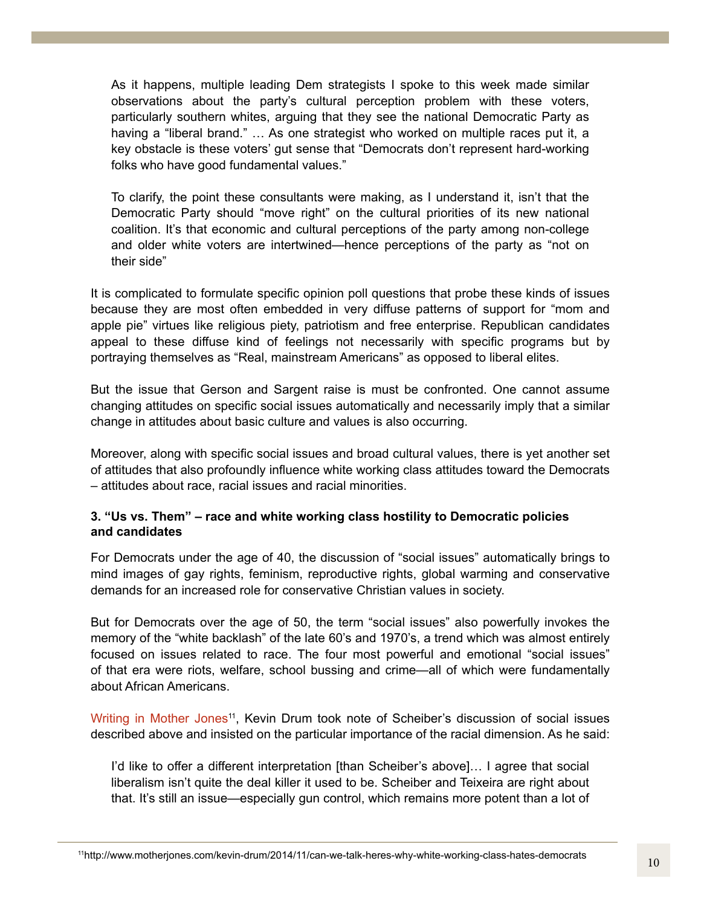> As it happens, multiple leading Dem strategists I spoke to this week made similar observations about the party's cultural perception problem with these voters, particularly southern whites, arguing that they see the national Democratic Party as having a "liberal brand." … As one strategist who worked on multiple races put it, a key obstacle is these voters' gut sense that "Democrats don't represent hard-working folks who have good fundamental values."
>
> To clarify, the point these consultants were making, as I understand it, isn't that the Democratic Party should "move right" on the cultural priorities of its new national coalition. It's that economic and cultural perceptions of the party among non-college and older white voters are intertwined—hence perceptions of the party as "not on their side"

It is complicated to formulate specific opinion poll questions that probe these kinds of issues because they are most often embedded in very diffuse patterns of support for "mom and apple pie" virtues like religious piety, patriotism and free enterprise. Republican candidates appeal to these diffuse kind of feelings not necessarily with specific programs but by portraying themselves as "Real, mainstream Americans" as opposed to liberal elites.

But the issue that Gerson and Sargent raise is must be confronted. One cannot assume changing attitudes on specific social issues automatically and necessarily imply that a similar change in attitudes about basic culture and values is also occurring.

Moreover, along with specific social issues and broad cultural values, there is yet another set of attitudes that also profoundly influence white working class attitudes toward the Democrats – attitudes about race, racial issues and racial minorities.

### 3. "Us vs. Them" – race and white working class hostility to Democratic policies and candidates

For Democrats under the age of 40, the discussion of "social issues" automatically brings to mind images of gay rights, feminism, reproductive rights, global warming and conservative demands for an increased role for conservative Christian values in society.

But for Democrats over the age of 50, the term "social issues" also powerfully invokes the memory of the "white backlash" of the late 60's and 1970's, a trend which was almost entirely focused on issues related to race. The four most powerful and emotional "social issues" of that era were riots, welfare, school bussing and crime—all of which were fundamentally about African Americans.

Writing in Mother Jones[11], Kevin Drum took note of Scheiber's discussion of social issues described above and insisted on the particular importance of the racial dimension. As he said:

> I'd like to offer a different interpretation [than Scheiber's above]… I agree that social liberalism isn't quite the deal killer it used to be. Scheiber and Teixeira are right about that. It's still an issue—especially gun control, which remains more potent than a lot of

[11]http://www.motherjones.com/kevin-drum/2014/11/can-we-talk-heres-why-white-working-class-hates-democrats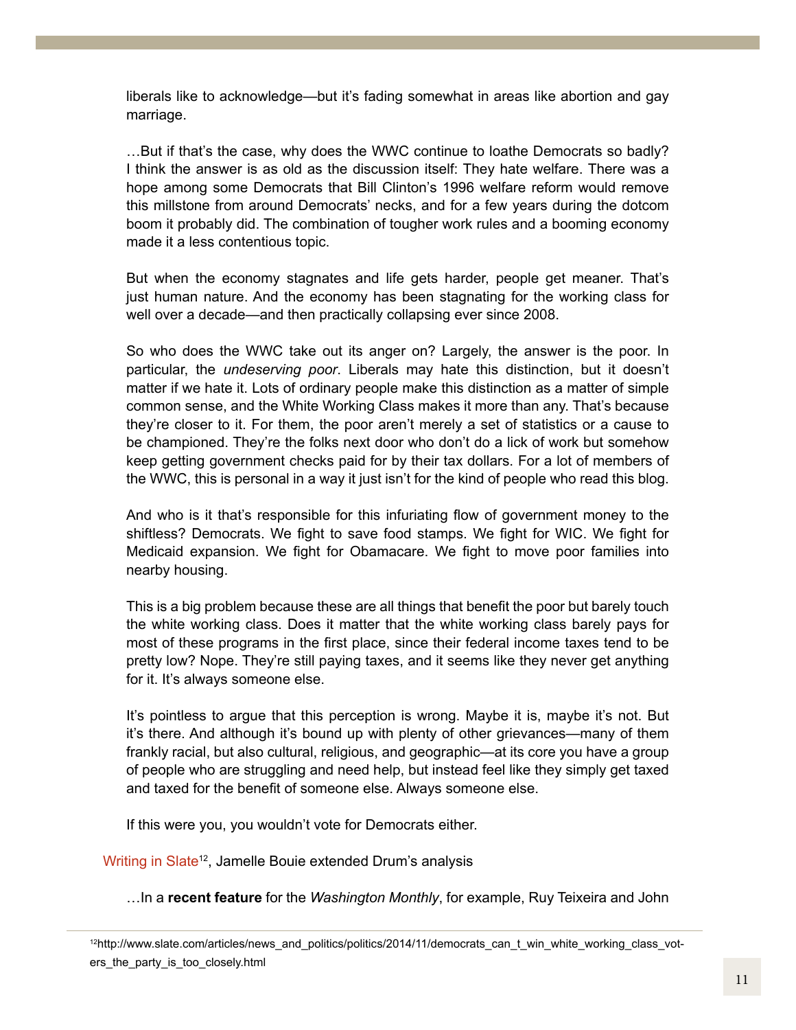liberals like to acknowledge—but it's fading somewhat in areas like abortion and gay marriage.

> …But if that's the case, why does the WWC continue to loathe Democrats so badly? I think the answer is as old as the discussion itself: They hate welfare. There was a hope among some Democrats that Bill Clinton's 1996 welfare reform would remove this millstone from around Democrats' necks, and for a few years during the dotcom boom it probably did. The combination of tougher work rules and a booming economy made it a less contentious topic.
>
> But when the economy stagnates and life gets harder, people get meaner. That's just human nature. And the economy has been stagnating for the working class for well over a decade—and then practically collapsing ever since 2008.
>
> So who does the WWC take out its anger on? Largely, the answer is the poor. In particular, the *undeserving poor*. Liberals may hate this distinction, but it doesn't matter if we hate it. Lots of ordinary people make this distinction as a matter of simple common sense, and the White Working Class makes it more than any. That's because they're closer to it. For them, the poor aren't merely a set of statistics or a cause to be championed. They're the folks next door who don't do a lick of work but somehow keep getting government checks paid for by their tax dollars. For a lot of members of the WWC, this is personal in a way it just isn't for the kind of people who read this blog.
>
> And who is it that's responsible for this infuriating flow of government money to the shiftless? Democrats. We fight to save food stamps. We fight for WIC. We fight for Medicaid expansion. We fight for Obamacare. We fight to move poor families into nearby housing.
>
> This is a big problem because these are all things that benefit the poor but barely touch the white working class. Does it matter that the white working class barely pays for most of these programs in the first place, since their federal income taxes tend to be pretty low? Nope. They're still paying taxes, and it seems like they never get anything for it. It's always someone else.
>
> It's pointless to argue that this perception is wrong. Maybe it is, maybe it's not. But it's there. And although it's bound up with plenty of other grievances—many of them frankly racial, but also cultural, religious, and geographic—at its core you have a group of people who are struggling and need help, but instead feel like they simply get taxed and taxed for the benefit of someone else. Always someone else.
>
> If this were you, you wouldn't vote for Democrats either.

Writing in Slate[12], Jamelle Bouie extended Drum's analysis

> …In a **recent feature** for the *Washington Monthly*, for example, Ruy Teixeira and John

[12] http://www.slate.com/articles/news_and_politics/politics/2014/11/democrats_can_t_win_white_working_class_voters_the_party_is_too_closely.html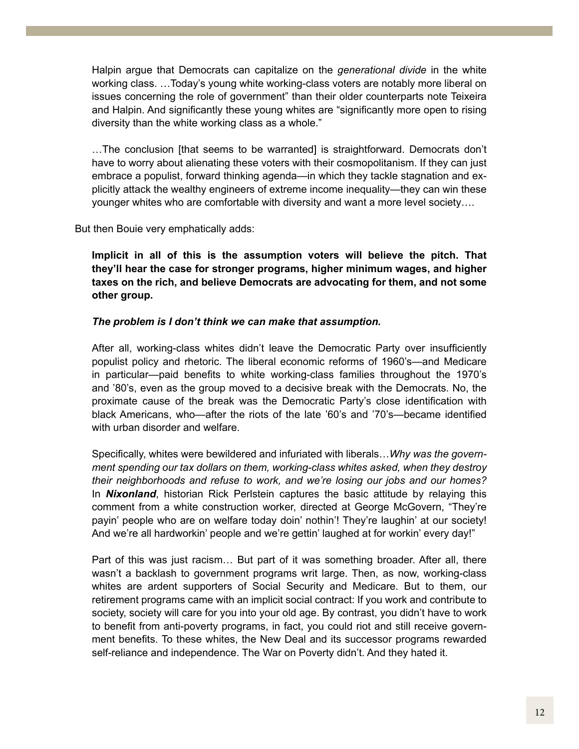> Halpin argue that Democrats can capitalize on the *generational divide* in the white working class. …Today's young white working-class voters are notably more liberal on issues concerning the role of government" than their older counterparts note Teixeira and Halpin. And significantly these young whites are "significantly more open to rising diversity than the white working class as a whole."
>
> …The conclusion [that seems to be warranted] is straightforward. Democrats don't have to worry about alienating these voters with their cosmopolitanism. If they can just embrace a populist, forward thinking agenda—in which they tackle stagnation and explicitly attack the wealthy engineers of extreme income inequality—they can win these younger whites who are comfortable with diversity and want a more level society….

But then Bouie very emphatically adds:

> **Implicit in all of this is the assumption voters will believe the pitch. That they'll hear the case for stronger programs, higher minimum wages, and higher taxes on the rich, and believe Democrats are advocating for them, and not some other group.**
>
> ***The problem is I don't think we can make that assumption.***
>
> After all, working-class whites didn't leave the Democratic Party over insufficiently populist policy and rhetoric. The liberal economic reforms of 1960's—and Medicare in particular—paid benefits to white working-class families throughout the 1970's and '80's, even as the group moved to a decisive break with the Democrats. No, the proximate cause of the break was the Democratic Party's close identification with black Americans, who—after the riots of the late '60's and '70's—became identified with urban disorder and welfare.
>
> Specifically, whites were bewildered and infuriated with liberals…*Why was the government spending our tax dollars on them, working-class whites asked, when they destroy their neighborhoods and refuse to work, and we're losing our jobs and our homes?* In ***Nixonland***, historian Rick Perlstein captures the basic attitude by relaying this comment from a white construction worker, directed at George McGovern, "They're payin' people who are on welfare today doin' nothin'! They're laughin' at our society! And we're all hardworkin' people and we're gettin' laughed at for workin' every day!"
>
> Part of this was just racism… But part of it was something broader. After all, there wasn't a backlash to government programs writ large. Then, as now, working-class whites are ardent supporters of Social Security and Medicare. But to them, our retirement programs came with an implicit social contract: If you work and contribute to society, society will care for you into your old age. By contrast, you didn't have to work to benefit from anti-poverty programs, in fact, you could riot and still receive government benefits. To these whites, the New Deal and its successor programs rewarded self-reliance and independence. The War on Poverty didn't. And they hated it.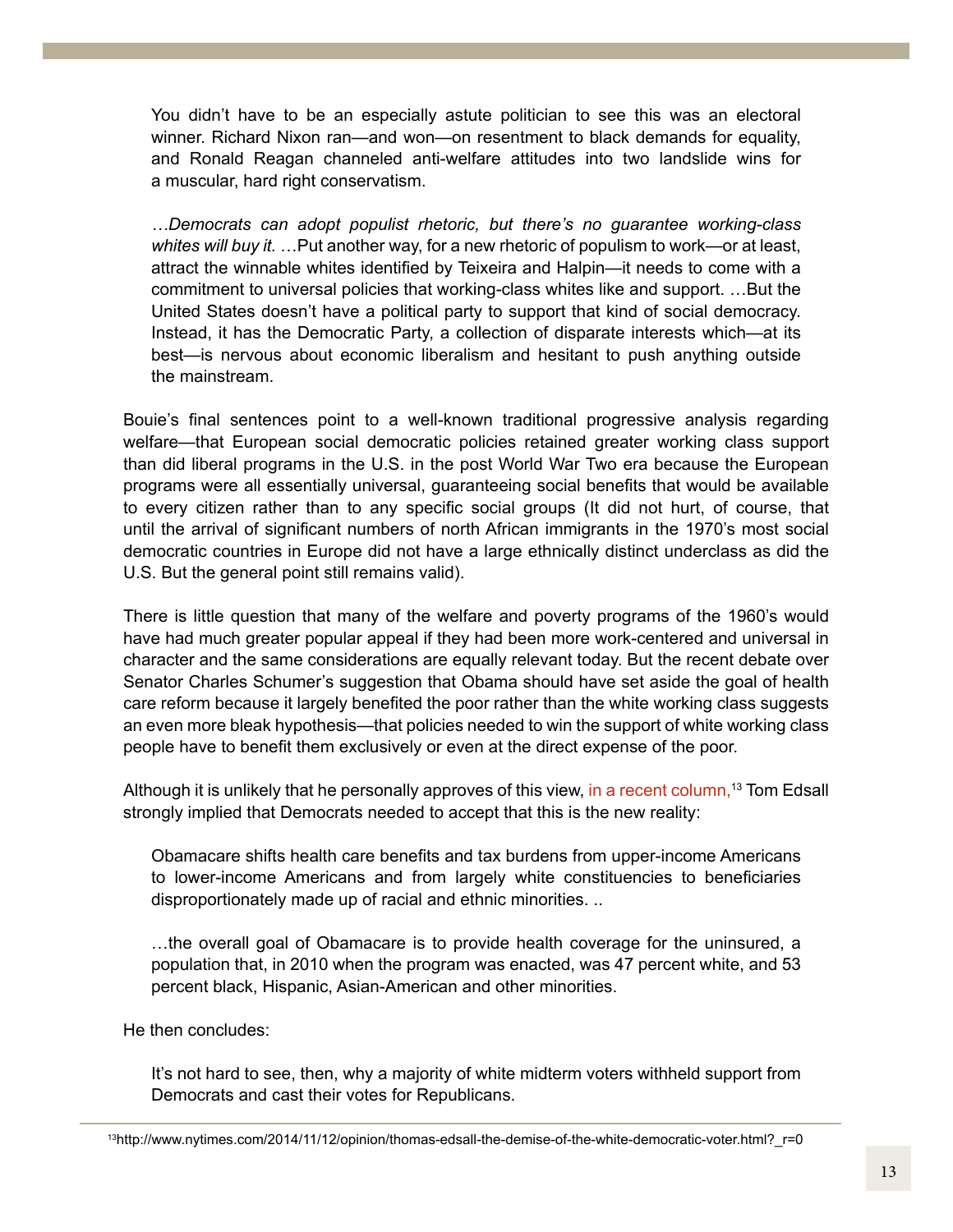> You didn't have to be an especially astute politician to see this was an electoral winner. Richard Nixon ran—and won—on resentment to black demands for equality, and Ronald Reagan channeled anti-welfare attitudes into two landslide wins for a muscular, hard right conservatism.
>
> *…Democrats can adopt populist rhetoric, but there's no guarantee working-class whites will buy it.* …Put another way, for a new rhetoric of populism to work—or at least, attract the winnable whites identified by Teixeira and Halpin—it needs to come with a commitment to universal policies that working-class whites like and support. …But the United States doesn't have a political party to support that kind of social democracy. Instead, it has the Democratic Party, a collection of disparate interests which—at its best—is nervous about economic liberalism and hesitant to push anything outside the mainstream.

Bouie's final sentences point to a well-known traditional progressive analysis regarding welfare—that European social democratic policies retained greater working class support than did liberal programs in the U.S. in the post World War Two era because the European programs were all essentially universal, guaranteeing social benefits that would be available to every citizen rather than to any specific social groups (It did not hurt, of course, that until the arrival of significant numbers of north African immigrants in the 1970's most social democratic countries in Europe did not have a large ethnically distinct underclass as did the U.S. But the general point still remains valid).

There is little question that many of the welfare and poverty programs of the 1960's would have had much greater popular appeal if they had been more work-centered and universal in character and the same considerations are equally relevant today. But the recent debate over Senator Charles Schumer's suggestion that Obama should have set aside the goal of health care reform because it largely benefited the poor rather than the white working class suggests an even more bleak hypothesis—that policies needed to win the support of white working class people have to benefit them exclusively or even at the direct expense of the poor.

Although it is unlikely that he personally approves of this view, in a recent column,[13] Tom Edsall strongly implied that Democrats needed to accept that this is the new reality:

> Obamacare shifts health care benefits and tax burdens from upper-income Americans to lower-income Americans and from largely white constituencies to beneficiaries disproportionately made up of racial and ethnic minorities. ..
>
> …the overall goal of Obamacare is to provide health coverage for the uninsured, a population that, in 2010 when the program was enacted, was 47 percent white, and 53 percent black, Hispanic, Asian-American and other minorities.

He then concludes:

> It's not hard to see, then, why a majority of white midterm voters withheld support from Democrats and cast their votes for Republicans.

[13] http://www.nytimes.com/2014/11/12/opinion/thomas-edsall-the-demise-of-the-white-democratic-voter.html?_r=0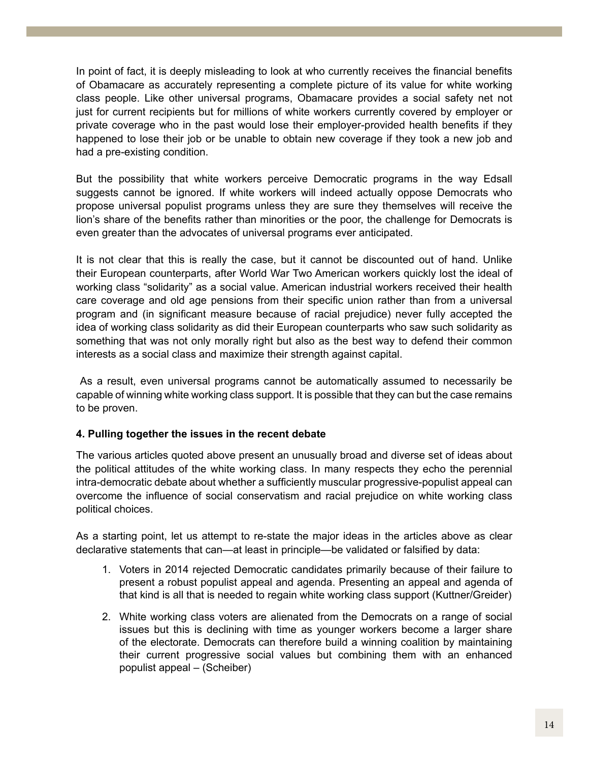In point of fact, it is deeply misleading to look at who currently receives the financial benefits of Obamacare as accurately representing a complete picture of its value for white working class people. Like other universal programs, Obamacare provides a social safety net not just for current recipients but for millions of white workers currently covered by employer or private coverage who in the past would lose their employer-provided health benefits if they happened to lose their job or be unable to obtain new coverage if they took a new job and had a pre-existing condition.

But the possibility that white workers perceive Democratic programs in the way Edsall suggests cannot be ignored. If white workers will indeed actually oppose Democrats who propose universal populist programs unless they are sure they themselves will receive the lion's share of the benefits rather than minorities or the poor, the challenge for Democrats is even greater than the advocates of universal programs ever anticipated.

It is not clear that this is really the case, but it cannot be discounted out of hand. Unlike their European counterparts, after World War Two American workers quickly lost the ideal of working class "solidarity" as a social value. American industrial workers received their health care coverage and old age pensions from their specific union rather than from a universal program and (in significant measure because of racial prejudice) never fully accepted the idea of working class solidarity as did their European counterparts who saw such solidarity as something that was not only morally right but also as the best way to defend their common interests as a social class and maximize their strength against capital.

As a result, even universal programs cannot be automatically assumed to necessarily be capable of winning white working class support. It is possible that they can but the case remains to be proven.

**4. Pulling together the issues in the recent debate**

The various articles quoted above present an unusually broad and diverse set of ideas about the political attitudes of the white working class. In many respects they echo the perennial intra-democratic debate about whether a sufficiently muscular progressive-populist appeal can overcome the influence of social conservatism and racial prejudice on white working class political choices.

As a starting point, let us attempt to re-state the major ideas in the articles above as clear declarative statements that can—at least in principle—be validated or falsified by data:

1. Voters in 2014 rejected Democratic candidates primarily because of their failure to present a robust populist appeal and agenda. Presenting an appeal and agenda of that kind is all that is needed to regain white working class support (Kuttner/Greider)
2. White working class voters are alienated from the Democrats on a range of social issues but this is declining with time as younger workers become a larger share of the electorate. Democrats can therefore build a winning coalition by maintaining their current progressive social values but combining them with an enhanced populist appeal – (Scheiber)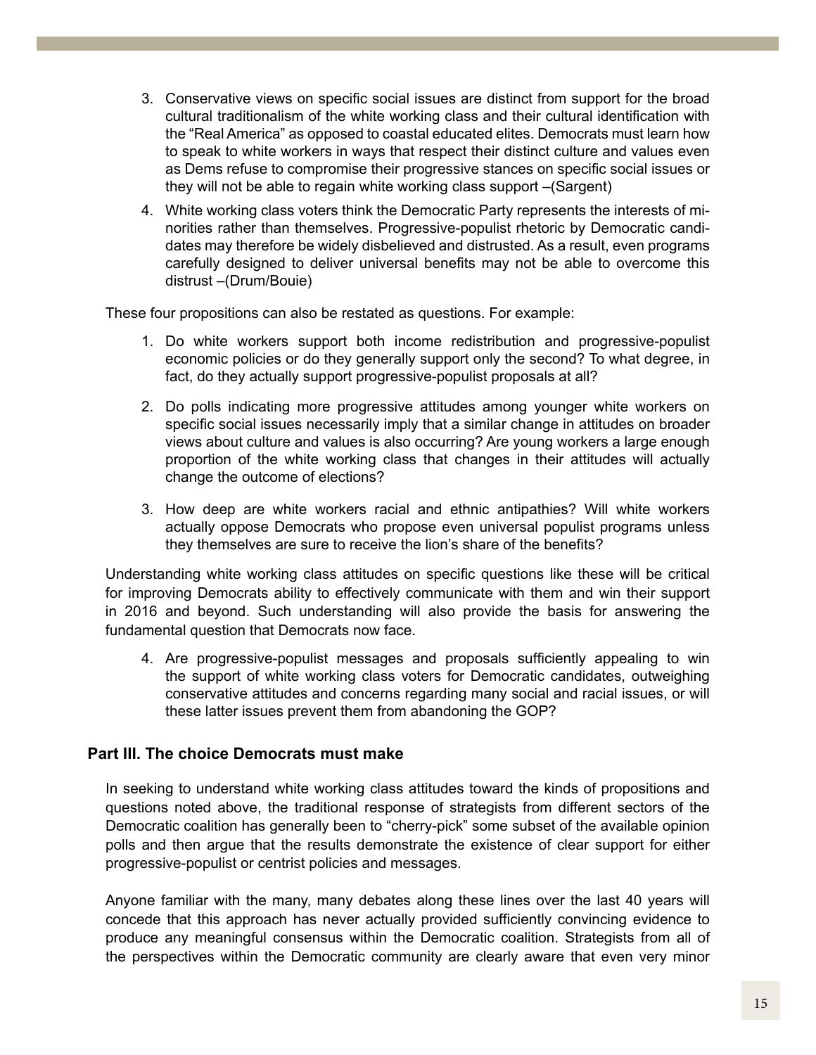3. Conservative views on specific social issues are distinct from support for the broad cultural traditionalism of the white working class and their cultural identification with the "Real America" as opposed to coastal educated elites. Democrats must learn how to speak to white workers in ways that respect their distinct culture and values even as Dems refuse to compromise their progressive stances on specific social issues or they will not be able to regain white working class support –(Sargent)

4. White working class voters think the Democratic Party represents the interests of minorities rather than themselves. Progressive-populist rhetoric by Democratic candidates may therefore be widely disbelieved and distrusted. As a result, even programs carefully designed to deliver universal benefits may not be able to overcome this distrust –(Drum/Bouie)

These four propositions can also be restated as questions. For example:

1. Do white workers support both income redistribution and progressive-populist economic policies or do they generally support only the second? To what degree, in fact, do they actually support progressive-populist proposals at all?

2. Do polls indicating more progressive attitudes among younger white workers on specific social issues necessarily imply that a similar change in attitudes on broader views about culture and values is also occurring? Are young workers a large enough proportion of the white working class that changes in their attitudes will actually change the outcome of elections?

3. How deep are white workers racial and ethnic antipathies? Will white workers actually oppose Democrats who propose even universal populist programs unless they themselves are sure to receive the lion's share of the benefits?

Understanding white working class attitudes on specific questions like these will be critical for improving Democrats ability to effectively communicate with them and win their support in 2016 and beyond. Such understanding will also provide the basis for answering the fundamental question that Democrats now face.

4. Are progressive-populist messages and proposals sufficiently appealing to win the support of white working class voters for Democratic candidates, outweighing conservative attitudes and concerns regarding many social and racial issues, or will these latter issues prevent them from abandoning the GOP?

## Part III. The choice Democrats must make

In seeking to understand white working class attitudes toward the kinds of propositions and questions noted above, the traditional response of strategists from different sectors of the Democratic coalition has generally been to "cherry-pick" some subset of the available opinion polls and then argue that the results demonstrate the existence of clear support for either progressive-populist or centrist policies and messages.

Anyone familiar with the many, many debates along these lines over the last 40 years will concede that this approach has never actually provided sufficiently convincing evidence to produce any meaningful consensus within the Democratic coalition. Strategists from all of the perspectives within the Democratic community are clearly aware that even very minor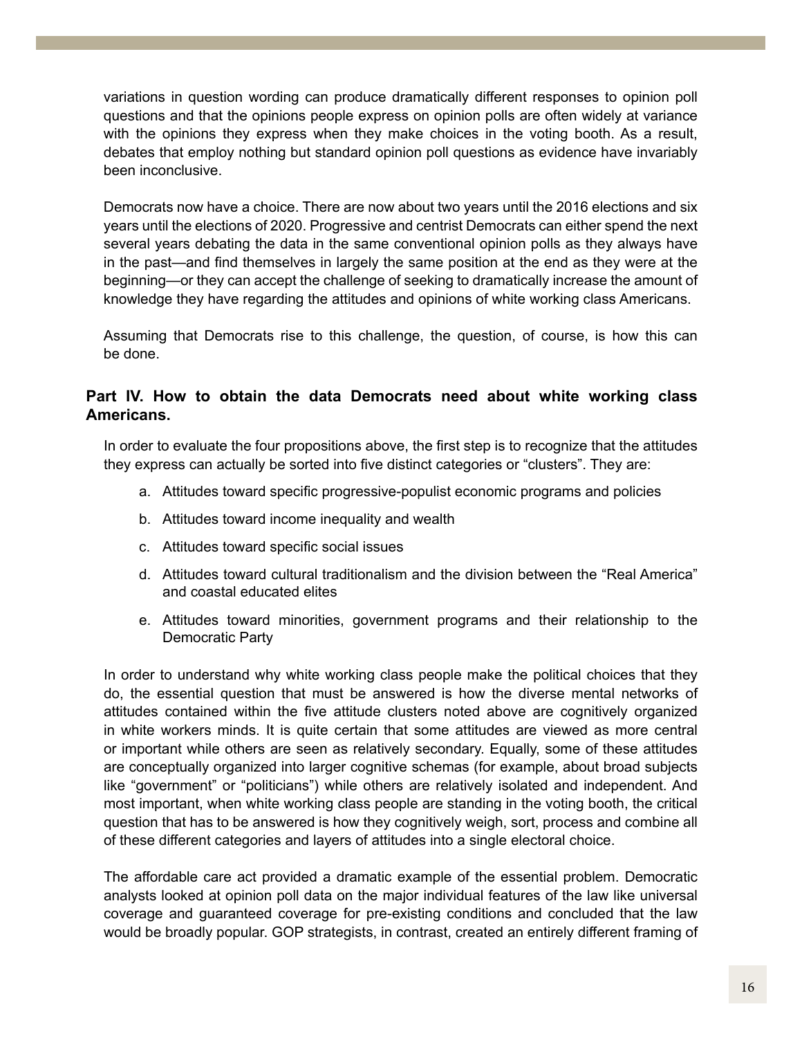variations in question wording can produce dramatically different responses to opinion poll questions and that the opinions people express on opinion polls are often widely at variance with the opinions they express when they make choices in the voting booth. As a result, debates that employ nothing but standard opinion poll questions as evidence have invariably been inconclusive.

Democrats now have a choice. There are now about two years until the 2016 elections and six years until the elections of 2020. Progressive and centrist Democrats can either spend the next several years debating the data in the same conventional opinion polls as they always have in the past—and find themselves in largely the same position at the end as they were at the beginning—or they can accept the challenge of seeking to dramatically increase the amount of knowledge they have regarding the attitudes and opinions of white working class Americans.

Assuming that Democrats rise to this challenge, the question, of course, is how this can be done.

## Part IV. How to obtain the data Democrats need about white working class Americans.

In order to evaluate the four propositions above, the first step is to recognize that the attitudes they express can actually be sorted into five distinct categories or "clusters". They are:

a. Attitudes toward specific progressive-populist economic programs and policies

b. Attitudes toward income inequality and wealth

c. Attitudes toward specific social issues

d. Attitudes toward cultural traditionalism and the division between the "Real America" and coastal educated elites

e. Attitudes toward minorities, government programs and their relationship to the Democratic Party

In order to understand why white working class people make the political choices that they do, the essential question that must be answered is how the diverse mental networks of attitudes contained within the five attitude clusters noted above are cognitively organized in white workers minds. It is quite certain that some attitudes are viewed as more central or important while others are seen as relatively secondary. Equally, some of these attitudes are conceptually organized into larger cognitive schemas (for example, about broad subjects like "government" or "politicians") while others are relatively isolated and independent. And most important, when white working class people are standing in the voting booth, the critical question that has to be answered is how they cognitively weigh, sort, process and combine all of these different categories and layers of attitudes into a single electoral choice.

The affordable care act provided a dramatic example of the essential problem. Democratic analysts looked at opinion poll data on the major individual features of the law like universal coverage and guaranteed coverage for pre-existing conditions and concluded that the law would be broadly popular. GOP strategists, in contrast, created an entirely different framing of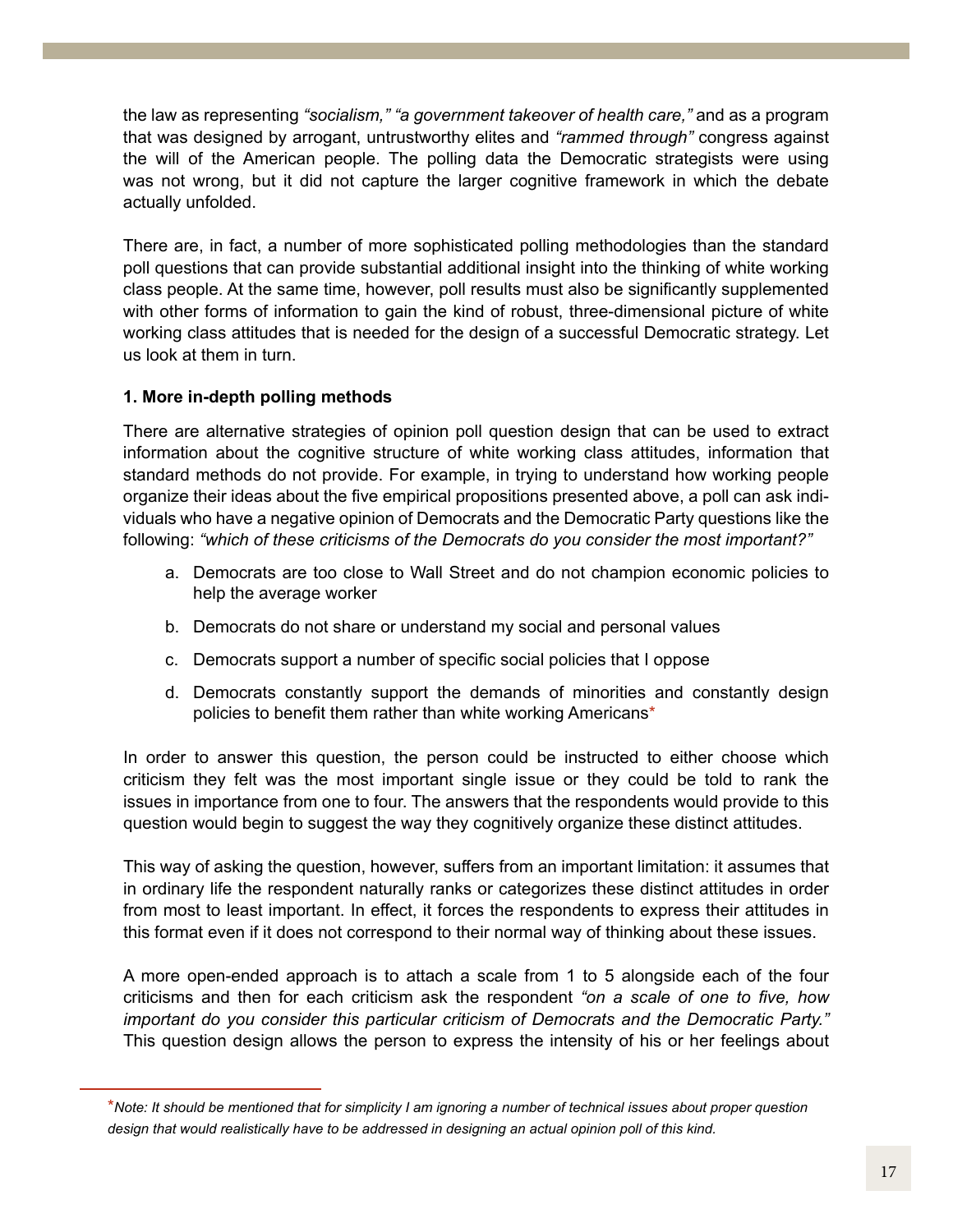the law as representing *"socialism," "a government takeover of health care,"* and as a program that was designed by arrogant, untrustworthy elites and *"rammed through"* congress against the will of the American people. The polling data the Democratic strategists were using was not wrong, but it did not capture the larger cognitive framework in which the debate actually unfolded.

There are, in fact, a number of more sophisticated polling methodologies than the standard poll questions that can provide substantial additional insight into the thinking of white working class people. At the same time, however, poll results must also be significantly supplemented with other forms of information to gain the kind of robust, three-dimensional picture of white working class attitudes that is needed for the design of a successful Democratic strategy. Let us look at them in turn.

**1. More in-depth polling methods**

There are alternative strategies of opinion poll question design that can be used to extract information about the cognitive structure of white working class attitudes, information that standard methods do not provide. For example, in trying to understand how working people organize their ideas about the five empirical propositions presented above, a poll can ask individuals who have a negative opinion of Democrats and the Democratic Party questions like the following: *"which of these criticisms of the Democrats do you consider the most important?"*

a. Democrats are too close to Wall Street and do not champion economic policies to help the average worker

b. Democrats do not share or understand my social and personal values

c. Democrats support a number of specific social policies that I oppose

d. Democrats constantly support the demands of minorities and constantly design policies to benefit them rather than white working Americans*

In order to answer this question, the person could be instructed to either choose which criticism they felt was the most important single issue or they could be told to rank the issues in importance from one to four. The answers that the respondents would provide to this question would begin to suggest the way they cognitively organize these distinct attitudes.

This way of asking the question, however, suffers from an important limitation: it assumes that in ordinary life the respondent naturally ranks or categorizes these distinct attitudes in order from most to least important. In effect, it forces the respondents to express their attitudes in this format even if it does not correspond to their normal way of thinking about these issues.

A more open-ended approach is to attach a scale from 1 to 5 alongside each of the four criticisms and then for each criticism ask the respondent *"on a scale of one to five, how important do you consider this particular criticism of Democrats and the Democratic Party."* This question design allows the person to express the intensity of his or her feelings about

*\*Note: It should be mentioned that for simplicity I am ignoring a number of technical issues about proper question design that would realistically have to be addressed in designing an actual opinion poll of this kind.*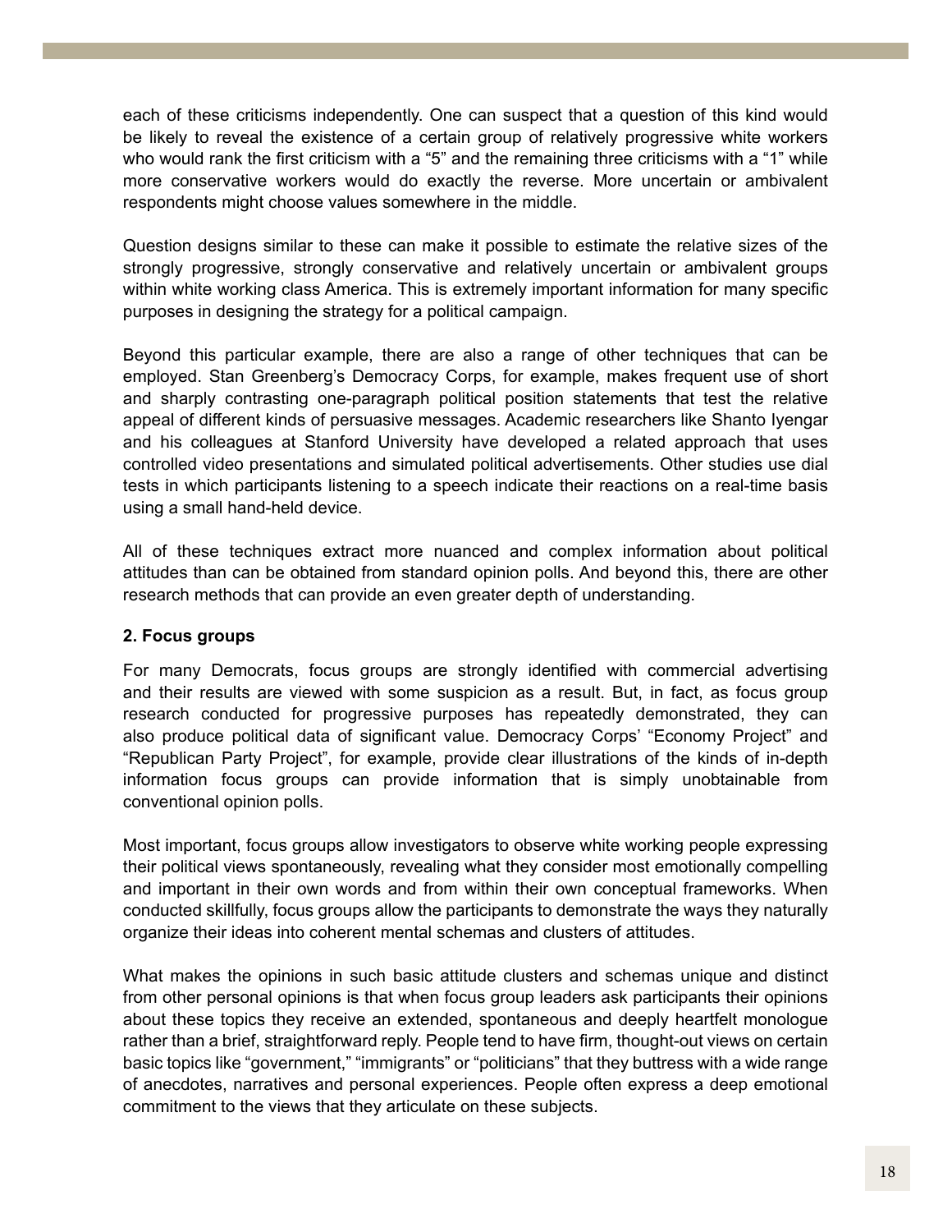each of these criticisms independently. One can suspect that a question of this kind would be likely to reveal the existence of a certain group of relatively progressive white workers who would rank the first criticism with a "5" and the remaining three criticisms with a "1" while more conservative workers would do exactly the reverse. More uncertain or ambivalent respondents might choose values somewhere in the middle.

Question designs similar to these can make it possible to estimate the relative sizes of the strongly progressive, strongly conservative and relatively uncertain or ambivalent groups within white working class America. This is extremely important information for many specific purposes in designing the strategy for a political campaign.

Beyond this particular example, there are also a range of other techniques that can be employed. Stan Greenberg's Democracy Corps, for example, makes frequent use of short and sharply contrasting one-paragraph political position statements that test the relative appeal of different kinds of persuasive messages. Academic researchers like Shanto Iyengar and his colleagues at Stanford University have developed a related approach that uses controlled video presentations and simulated political advertisements. Other studies use dial tests in which participants listening to a speech indicate their reactions on a real-time basis using a small hand-held device.

All of these techniques extract more nuanced and complex information about political attitudes than can be obtained from standard opinion polls. And beyond this, there are other research methods that can provide an even greater depth of understanding.

**2. Focus groups**

For many Democrats, focus groups are strongly identified with commercial advertising and their results are viewed with some suspicion as a result. But, in fact, as focus group research conducted for progressive purposes has repeatedly demonstrated, they can also produce political data of significant value. Democracy Corps' "Economy Project" and "Republican Party Project", for example, provide clear illustrations of the kinds of in-depth information focus groups can provide information that is simply unobtainable from conventional opinion polls.

Most important, focus groups allow investigators to observe white working people expressing their political views spontaneously, revealing what they consider most emotionally compelling and important in their own words and from within their own conceptual frameworks. When conducted skillfully, focus groups allow the participants to demonstrate the ways they naturally organize their ideas into coherent mental schemas and clusters of attitudes.

What makes the opinions in such basic attitude clusters and schemas unique and distinct from other personal opinions is that when focus group leaders ask participants their opinions about these topics they receive an extended, spontaneous and deeply heartfelt monologue rather than a brief, straightforward reply. People tend to have firm, thought-out views on certain basic topics like "government," "immigrants" or "politicians" that they buttress with a wide range of anecdotes, narratives and personal experiences. People often express a deep emotional commitment to the views that they articulate on these subjects.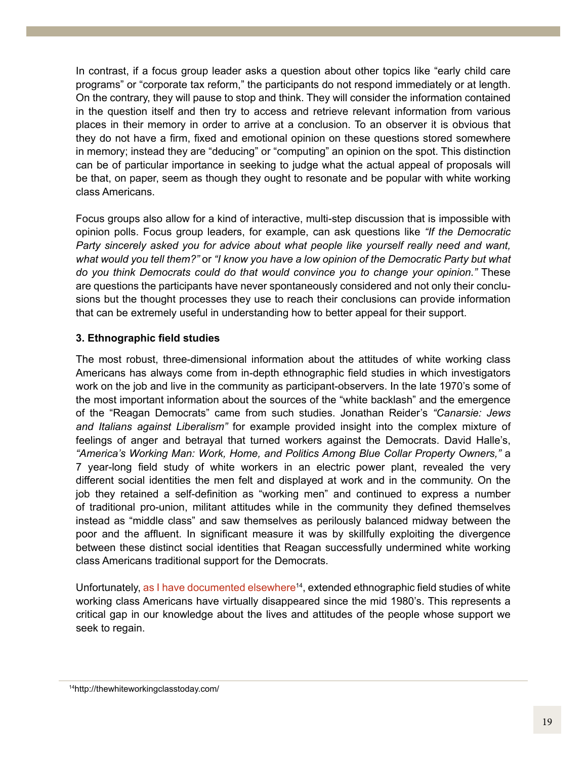In contrast, if a focus group leader asks a question about other topics like "early child care programs" or "corporate tax reform," the participants do not respond immediately or at length. On the contrary, they will pause to stop and think. They will consider the information contained in the question itself and then try to access and retrieve relevant information from various places in their memory in order to arrive at a conclusion. To an observer it is obvious that they do not have a firm, fixed and emotional opinion on these questions stored somewhere in memory; instead they are "deducing" or "computing" an opinion on the spot. This distinction can be of particular importance in seeking to judge what the actual appeal of proposals will be that, on paper, seem as though they ought to resonate and be popular with white working class Americans.

Focus groups also allow for a kind of interactive, multi-step discussion that is impossible with opinion polls. Focus group leaders, for example, can ask questions like *"If the Democratic Party sincerely asked you for advice about what people like yourself really need and want, what would you tell them?"* or *"I know you have a low opinion of the Democratic Party but what do you think Democrats could do that would convince you to change your opinion."* These are questions the participants have never spontaneously considered and not only their conclusions but the thought processes they use to reach their conclusions can provide information that can be extremely useful in understanding how to better appeal for their support.

**3. Ethnographic field studies**

The most robust, three-dimensional information about the attitudes of white working class Americans has always come from in-depth ethnographic field studies in which investigators work on the job and live in the community as participant-observers. In the late 1970's some of the most important information about the sources of the "white backlash" and the emergence of the "Reagan Democrats" came from such studies. Jonathan Reider's *"Canarsie: Jews and Italians against Liberalism"* for example provided insight into the complex mixture of feelings of anger and betrayal that turned workers against the Democrats. David Halle's, *"America's Working Man: Work, Home, and Politics Among Blue Collar Property Owners,"* a 7 year-long field study of white workers in an electric power plant, revealed the very different social identities the men felt and displayed at work and in the community. On the job they retained a self-definition as "working men" and continued to express a number of traditional pro-union, militant attitudes while in the community they defined themselves instead as "middle class" and saw themselves as perilously balanced midway between the poor and the affluent. In significant measure it was by skillfully exploiting the divergence between these distinct social identities that Reagan successfully undermined white working class Americans traditional support for the Democrats.

Unfortunately, as I have documented elsewhere[14], extended ethnographic field studies of white working class Americans have virtually disappeared since the mid 1980's. This represents a critical gap in our knowledge about the lives and attitudes of the people whose support we seek to regain.

[14]http://thewhiteworkingclasstoday.com/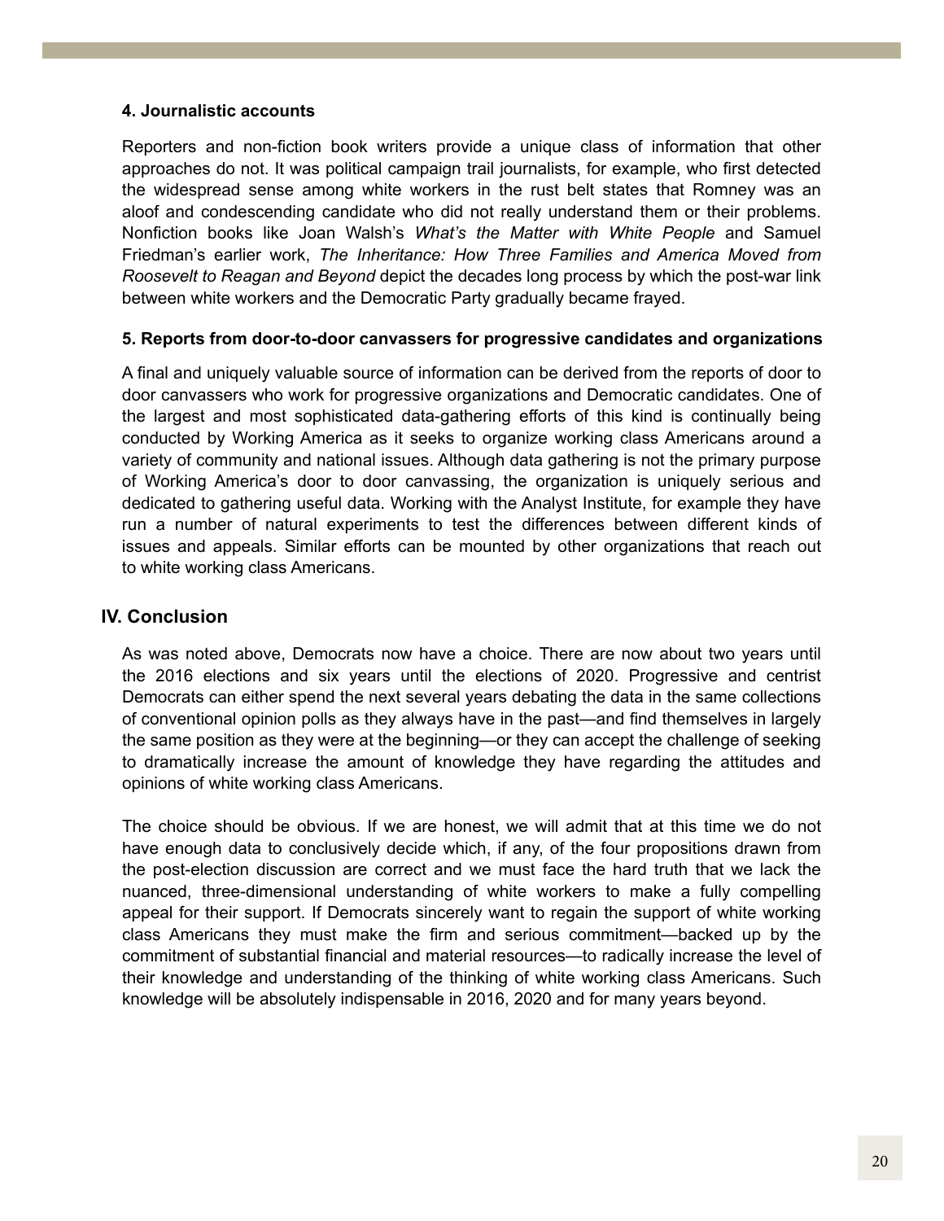#### 4. Journalistic accounts

Reporters and non-fiction book writers provide a unique class of information that other approaches do not. It was political campaign trail journalists, for example, who first detected the widespread sense among white workers in the rust belt states that Romney was an aloof and condescending candidate who did not really understand them or their problems. Nonfiction books like Joan Walsh's *What's the Matter with White People* and Samuel Friedman's earlier work, *The Inheritance: How Three Families and America Moved from Roosevelt to Reagan and Beyond* depict the decades long process by which the post-war link between white workers and the Democratic Party gradually became frayed.

#### 5. Reports from door-to-door canvassers for progressive candidates and organizations

A final and uniquely valuable source of information can be derived from the reports of door to door canvassers who work for progressive organizations and Democratic candidates. One of the largest and most sophisticated data-gathering efforts of this kind is continually being conducted by Working America as it seeks to organize working class Americans around a variety of community and national issues. Although data gathering is not the primary purpose of Working America's door to door canvassing, the organization is uniquely serious and dedicated to gathering useful data. Working with the Analyst Institute, for example they have run a number of natural experiments to test the differences between different kinds of issues and appeals. Similar efforts can be mounted by other organizations that reach out to white working class Americans.

### IV. Conclusion

As was noted above, Democrats now have a choice. There are now about two years until the 2016 elections and six years until the elections of 2020. Progressive and centrist Democrats can either spend the next several years debating the data in the same collections of conventional opinion polls as they always have in the past—and find themselves in largely the same position as they were at the beginning—or they can accept the challenge of seeking to dramatically increase the amount of knowledge they have regarding the attitudes and opinions of white working class Americans.

The choice should be obvious. If we are honest, we will admit that at this time we do not have enough data to conclusively decide which, if any, of the four propositions drawn from the post-election discussion are correct and we must face the hard truth that we lack the nuanced, three-dimensional understanding of white workers to make a fully compelling appeal for their support. If Democrats sincerely want to regain the support of white working class Americans they must make the firm and serious commitment—backed up by the commitment of substantial financial and material resources—to radically increase the level of their knowledge and understanding of the thinking of white working class Americans. Such knowledge will be absolutely indispensable in 2016, 2020 and for many years beyond.